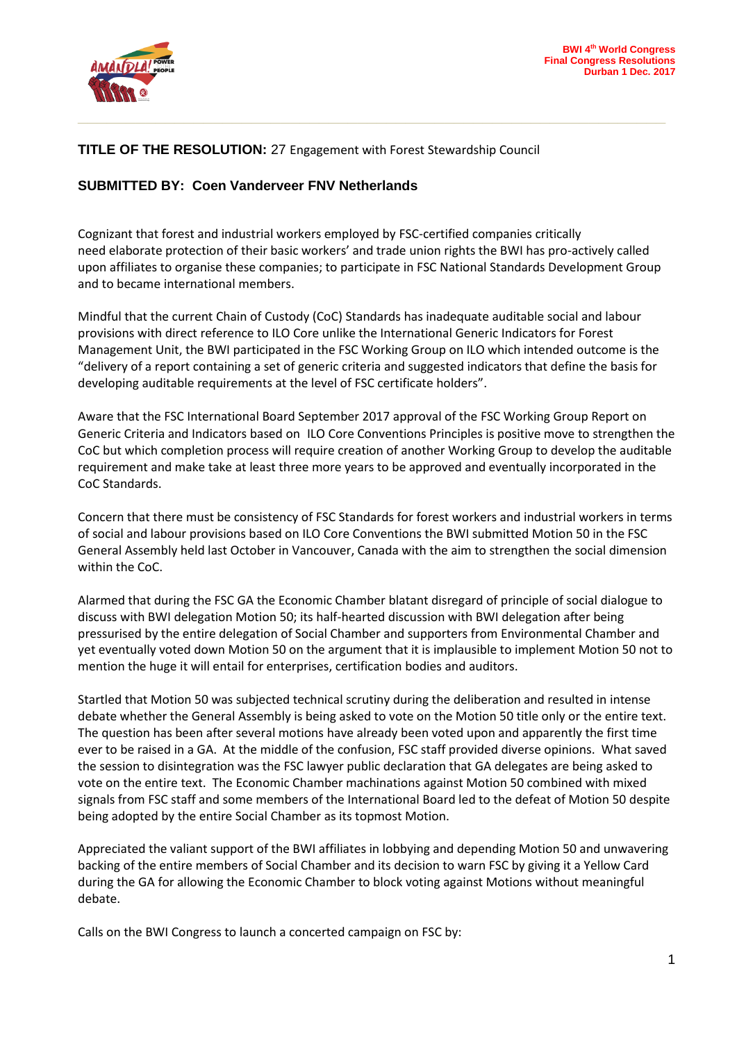**TITLE OF THE RESOLUTION:** 27 Engagement with Forest Stewardship Council

**SUBMITTED BY: Coen Vanderveer FNV Netherlands**

Cognizant that forest and industrial workers employed by FSC-certified companies critically need elaborate protection of their basic workers' and trade union rights the BWI has pro-actively called upon affiliates to organise these companies; to participate in FSC National Standards Development Group and to became international members.

Mindful that the current Chain of Custody (CoC) Standards has inadequate auditable social and labour provisions with direct reference to ILO Core unlike the International Generic Indicators for Forest Management Unit, the BWI participated in the FSC Working Group on ILO which intended outcome is the "delivery of a report containing a set of generic criteria and suggested indicators that define the basis for developing auditable requirements at the level of FSC certificate holders".

Aware that the FSC International Board September 2017 approval of the FSC Working Group Report on Generic Criteria and Indicators based on ILO Core Conventions Principles is positive move to strengthen the CoC but which completion process will require creation of another Working Group to develop the auditable requirement and make take at least three more years to be approved and eventually incorporated in the CoC Standards.

Concern that there must be consistency of FSC Standards for forest workers and industrial workers in terms of social and labour provisions based on ILO Core Conventions the BWI submitted Motion 50 in the FSC General Assembly held last October in Vancouver, Canada with the aim to strengthen the social dimension within the CoC.

Alarmed that during the FSC GA the Economic Chamber blatant disregard of principle of social dialogue to discuss with BWI delegation Motion 50; its half-hearted discussion with BWI delegation after being pressurised by the entire delegation of Social Chamber and supporters from Environmental Chamber and yet eventually voted down Motion 50 on the argument that it is implausible to implement Motion 50 not to mention the huge it will entail for enterprises, certification bodies and auditors.

Startled that Motion 50 was subjected technical scrutiny during the deliberation and resulted in intense debate whether the General Assembly is being asked to vote on the Motion 50 title only or the entire text. The question has been after several motions have already been voted upon and apparently the first time ever to be raised in a GA. At the middle of the confusion, FSC staff provided diverse opinions. What saved the session to disintegration was the FSC lawyer public declaration that GA delegates are being asked to vote on the entire text. The Economic Chamber machinations against Motion 50 combined with mixed signals from FSC staff and some members of the International Board led to the defeat of Motion 50 despite being adopted by the entire Social Chamber as its topmost Motion.

Appreciated the valiant support of the BWI affiliates in lobbying and depending Motion 50 and unwavering backing of the entire members of Social Chamber and its decision to warn FSC by giving it a Yellow Card during the GA for allowing the Economic Chamber to block voting against Motions without meaningful debate.

Calls on the BWI Congress to launch a concerted campaign on FSC by: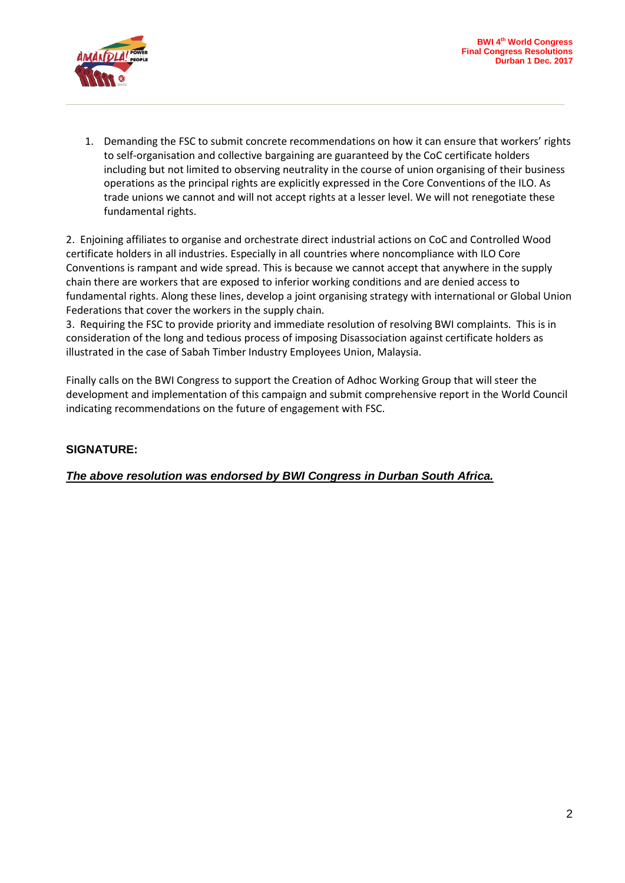1. Demanding the FSC to submit concrete recommendations on how it can ensure that workers' rights to self-organisation and collective bargaining are guaranteed by the CoC certificate holders including but not limited to observing neutrality in the course of union organising of their business operations as the principal rights are explicitly expressed in the Core Conventions of the ILO. As trade unions we cannot and will not accept rights at a lesser level. We will not renegotiate these fundamental rights.

2. Enjoining affiliates to organise and orchestrate direct industrial actions on CoC and Controlled Wood certificate holders in all industries. Especially in all countries where noncompliance with ILO Core Conventions is rampant and wide spread. This is because we cannot accept that anywhere in the supply chain there are workers that are exposed to inferior working conditions and are denied access to fundamental rights. Along these lines, develop a joint organising strategy with international or Global Union Federations that cover the workers in the supply chain.
3. Requiring the FSC to provide priority and immediate resolution of resolving BWI complaints. This is in consideration of the long and tedious process of imposing Disassociation against certificate holders as illustrated in the case of Sabah Timber Industry Employees Union, Malaysia.

Finally calls on the BWI Congress to support the Creation of Adhoc Working Group that will steer the development and implementation of this campaign and submit comprehensive report in the World Council indicating recommendations on the future of engagement with FSC.

**SIGNATURE:**

***The above resolution was endorsed by BWI Congress in Durban South Africa.***